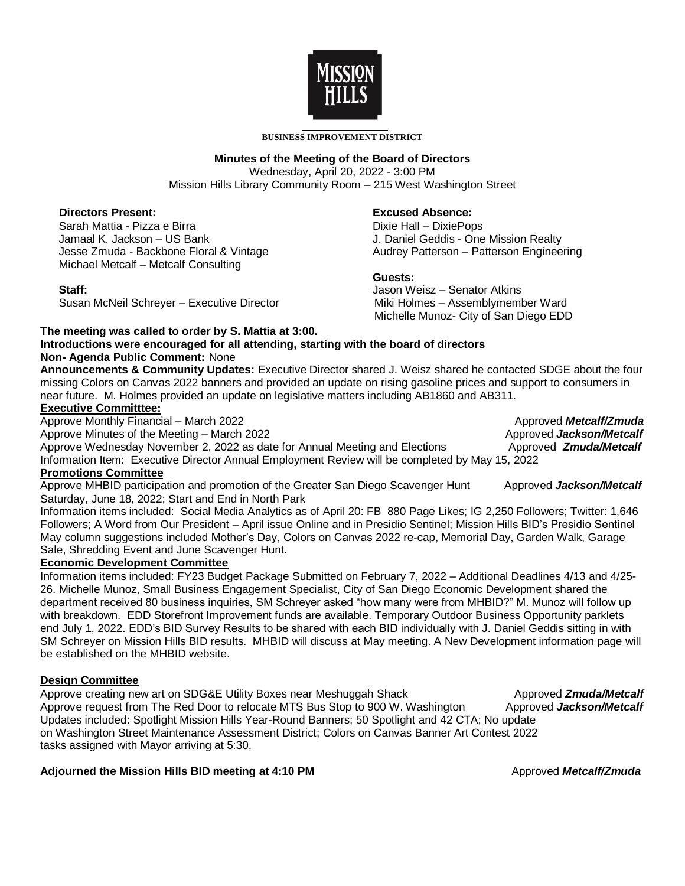**BUSINESS IMPROVEMENT DISTRICT**

**Minutes of the Meeting of the Board of Directors**
Wednesday, April 20, 2022 - 3:00 PM
Mission Hills Library Community Room – 215 West Washington Street

**Directors Present:**
Sarah Mattia - Pizza e Birra
Jamaal K. Jackson – US Bank
Jesse Zmuda - Backbone Floral & Vintage
Michael Metcalf – Metcalf Consulting

**Staff:**
Susan McNeil Schreyer – Executive Director

**Excused Absence:**
Dixie Hall – DixiePops
J. Daniel Geddis - One Mission Realty
Audrey Patterson – Patterson Engineering

**Guests:**
Jason Weisz – Senator Atkins
Miki Holmes – Assemblymember Ward
Michelle Munoz- City of San Diego EDD

**The meeting was called to order by S. Mattia at 3:00.**

**Introductions were encouraged for all attending, starting with the board of directors**

**Non- Agenda Public Comment:** None

**Announcements & Community Updates:** Executive Director shared J. Weisz shared he contacted SDGE about the four missing Colors on Canvas 2022 banners and provided an update on rising gasoline prices and support to consumers in near future. M. Holmes provided an update on legislative matters including AB1860 and AB311.

**Executive Committtee:**

Approve Monthly Financial – March 2022 — Approved ***Metcalf/Zmuda***
Approve Minutes of the Meeting – March 2022 — Approved ***Jackson/Metcalf***
Approve Wednesday November 2, 2022 as date for Annual Meeting and Elections — Approved ***Zmuda/Metcalf***
Information Item: Executive Director Annual Employment Review will be completed by May 15, 2022

**Promotions Committee**

Approve MHBID participation and promotion of the Greater San Diego Scavenger Hunt Saturday, June 18, 2022; Start and End in North Park — Approved ***Jackson/Metcalf***

Information items included: Social Media Analytics as of April 20: FB 880 Page Likes; IG 2,250 Followers; Twitter: 1,646 Followers; A Word from Our President – April issue Online and in Presidio Sentinel; Mission Hills BID's Presidio Sentinel May column suggestions included Mother's Day, Colors on Canvas 2022 re-cap, Memorial Day, Garden Walk, Garage Sale, Shredding Event and June Scavenger Hunt.

**Economic Development Committee**

Information items included: FY23 Budget Package Submitted on February 7, 2022 – Additional Deadlines 4/13 and 4/25-26. Michelle Munoz, Small Business Engagement Specialist, City of San Diego Economic Development shared the department received 80 business inquiries, SM Schreyer asked "how many were from MHBID?" M. Munoz will follow up with breakdown. EDD Storefront Improvement funds are available. Temporary Outdoor Business Opportunity parklets end July 1, 2022. EDD's BID Survey Results to be shared with each BID individually with J. Daniel Geddis sitting in with SM Schreyer on Mission Hills BID results. MHBID will discuss at May meeting. A New Development information page will be established on the MHBID website.

**Design Committee**

Approve creating new art on SDG&E Utility Boxes near Meshuggah Shack — Approved ***Zmuda/Metcalf***
Approve request from The Red Door to relocate MTS Bus Stop to 900 W. Washington — Approved ***Jackson/Metcalf***
Updates included: Spotlight Mission Hills Year-Round Banners; 50 Spotlight and 42 CTA; No update on Washington Street Maintenance Assessment District; Colors on Canvas Banner Art Contest 2022 tasks assigned with Mayor arriving at 5:30.

**Adjourned the Mission Hills BID meeting at 4:10 PM** — Approved ***Metcalf/Zmuda***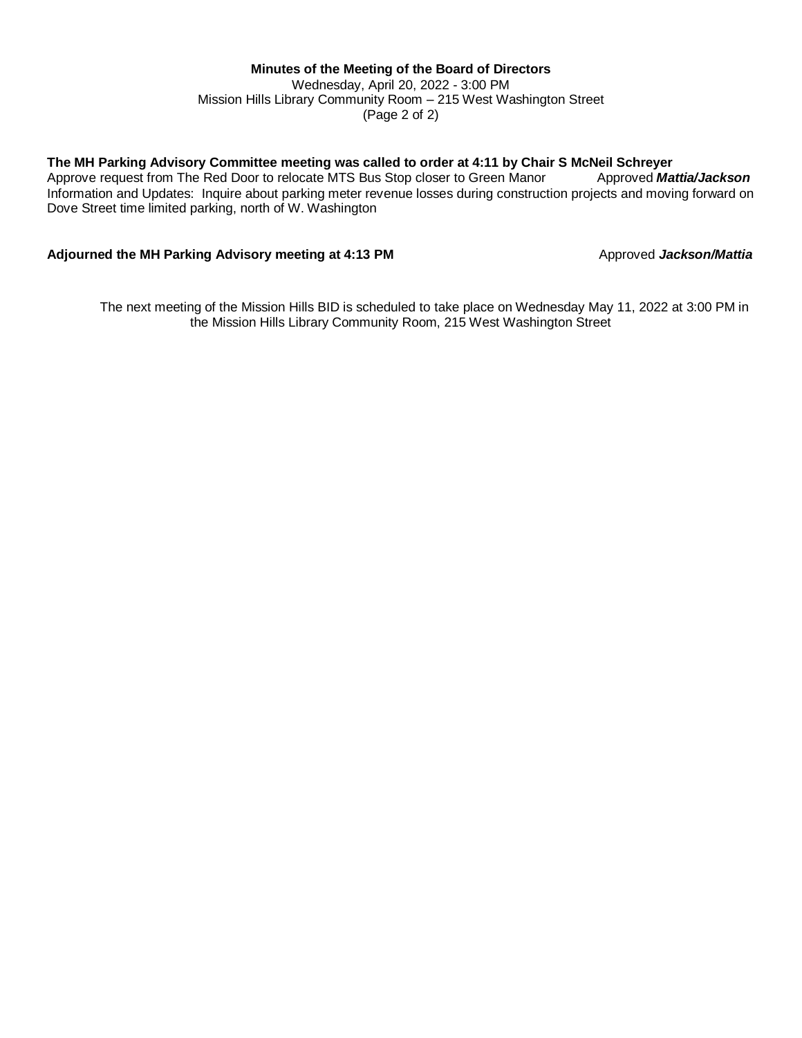**Minutes of the Meeting of the Board of Directors**
Wednesday, April 20, 2022 - 3:00 PM
Mission Hills Library Community Room – 215 West Washington Street

**The MH Parking Advisory Committee meeting was called to order at 4:11 by Chair S McNeil Schreyer**

Approve request from The Red Door to relocate MTS Bus Stop closer to Green Manor Approved ***Mattia/Jackson***

Information and Updates: Inquire about parking meter revenue losses during construction projects and moving forward on Dove Street time limited parking, north of W. Washington

**Adjourned the MH Parking Advisory meeting at 4:13 PM** Approved ***Jackson/Mattia***

The next meeting of the Mission Hills BID is scheduled to take place on Wednesday May 11, 2022 at 3:00 PM in the Mission Hills Library Community Room, 215 West Washington Street